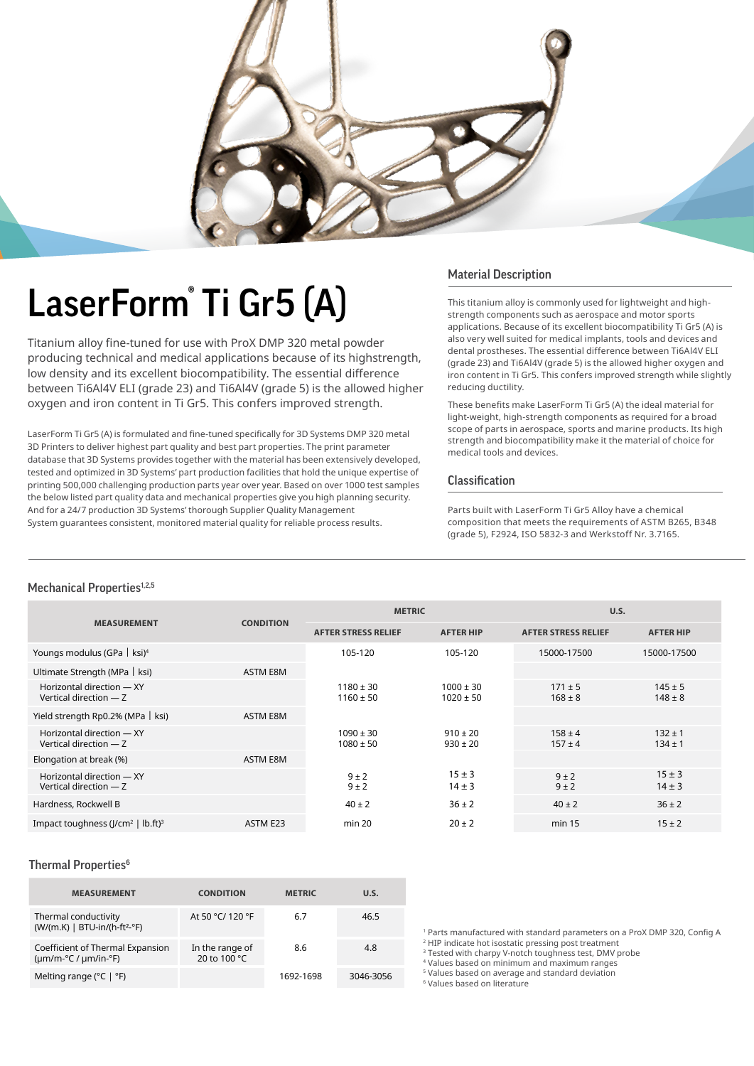# LaserForm® Ti Gr5 (A)

Titanium alloy fine-tuned for use with ProX DMP 320 metal powder producing technical and medical applications because of its highstrength, low density and its excellent biocompatibility. The essential difference between Ti6Al4V ELI (grade 23) and Ti6Al4V (grade 5) is the allowed higher oxygen and iron content in Ti Gr5. This confers improved strength.

LaserForm Ti Gr5 (A) is formulated and fine-tuned specifically for 3D Systems DMP 320 metal 3D Printers to deliver highest part quality and best part properties. The print parameter database that 3D Systems provides together with the material has been extensively developed, tested and optimized in 3D Systems' part production facilities that hold the unique expertise of printing 500,000 challenging production parts year over year. Based on over 1000 test samples the below listed part quality data and mechanical properties give you high planning security. And for a 24/7 production 3D Systems' thorough Supplier Quality Management System guarantees consistent, monitored material quality for reliable process results.

## Material Description

This titanium alloy is commonly used for lightweight and high-strength components such as aerospace and motor sports applications. Because of its excellent biocompatibility Ti Gr5 (A) is also very well suited for medical implants, tools and devices and dental prostheses. The essential difference between Ti6Al4V ELI (grade 23) and Ti6Al4V (grade 5) is the allowed higher oxygen and iron content in Ti Gr5. This confers improved strength while slightly reducing ductility.

These benefits make LaserForm Ti Gr5 (A) the ideal material for light-weight, high-strength components as required for a broad scope of parts in aerospace, sports and marine products. Its high strength and biocompatibility make it the material of choice for medical tools and devices.

## Classification

Parts built with LaserForm Ti Gr5 Alloy have a chemical composition that meets the requirements of ASTM B265, B348 (grade 5), F2924, ISO 5832-3 and Werkstoff Nr. 3.7165.

## Mechanical Properties[1,2,5]

| MEASUREMENT | CONDITION | METRIC | | U.S. | |
|---|---|---|---|---|---|
| | | AFTER STRESS RELIEF | AFTER HIP | AFTER STRESS RELIEF | AFTER HIP |
| Youngs modulus (GPa \| ksi)[4] | | 105-120 | 105-120 | 15000-17500 | 15000-17500 |
| Ultimate Strength (MPa \| ksi) | ASTM E8M | | | | |
| Horizontal direction — XY<br>Vertical direction — Z | | 1180 ± 30<br>1160 ± 50 | 1000 ± 30<br>1020 ± 50 | 171 ± 5<br>168 ± 8 | 145 ± 5<br>148 ± 8 |
| Yield strength Rp0.2% (MPa \| ksi) | ASTM E8M | | | | |
| Horizontal direction — XY<br>Vertical direction — Z | | 1090 ± 30<br>1080 ± 50 | 910 ± 20<br>930 ± 20 | 158 ± 4<br>157 ± 4 | 132 ± 1<br>134 ± 1 |
| Elongation at break (%) | ASTM E8M | | | | |
| Horizontal direction — XY<br>Vertical direction — Z | | 9 ± 2<br>9 ± 2 | 15 ± 3<br>14 ± 3 | 9 ± 2<br>9 ± 2 | 15 ± 3<br>14 ± 3 |
| Hardness, Rockwell B | | 40 ± 2 | 36 ± 2 | 40 ± 2 | 36 ± 2 |
| Impact toughness (J/cm² \| lb.ft)[3] | ASTM E23 | min 20 | 20 ± 2 | min 15 | 15 ± 2 |

## Thermal Properties[6]

| MEASUREMENT | CONDITION | METRIC | U.S. |
|---|---|---|---|
| Thermal conductivity (W/(m.K) \| BTU-in/(h-ft²-°F) | At 50 °C/ 120 °F | 6.7 | 46.5 |
| Coefficient of Thermal Expansion (μm/m-°C / μm/in-°F) | In the range of 20 to 100 °C | 8.6 | 4.8 |
| Melting range (°C \| °F) | | 1692-1698 | 3046-3056 |

[1] Parts manufactured with standard parameters on a ProX DMP 320, Config A
[2] HIP indicate hot isostatic pressing post treatment
[3] Tested with charpy V-notch toughness test, DMV probe
[4] Values based on minimum and maximum ranges
[5] Values based on average and standard deviation
[6] Values based on literature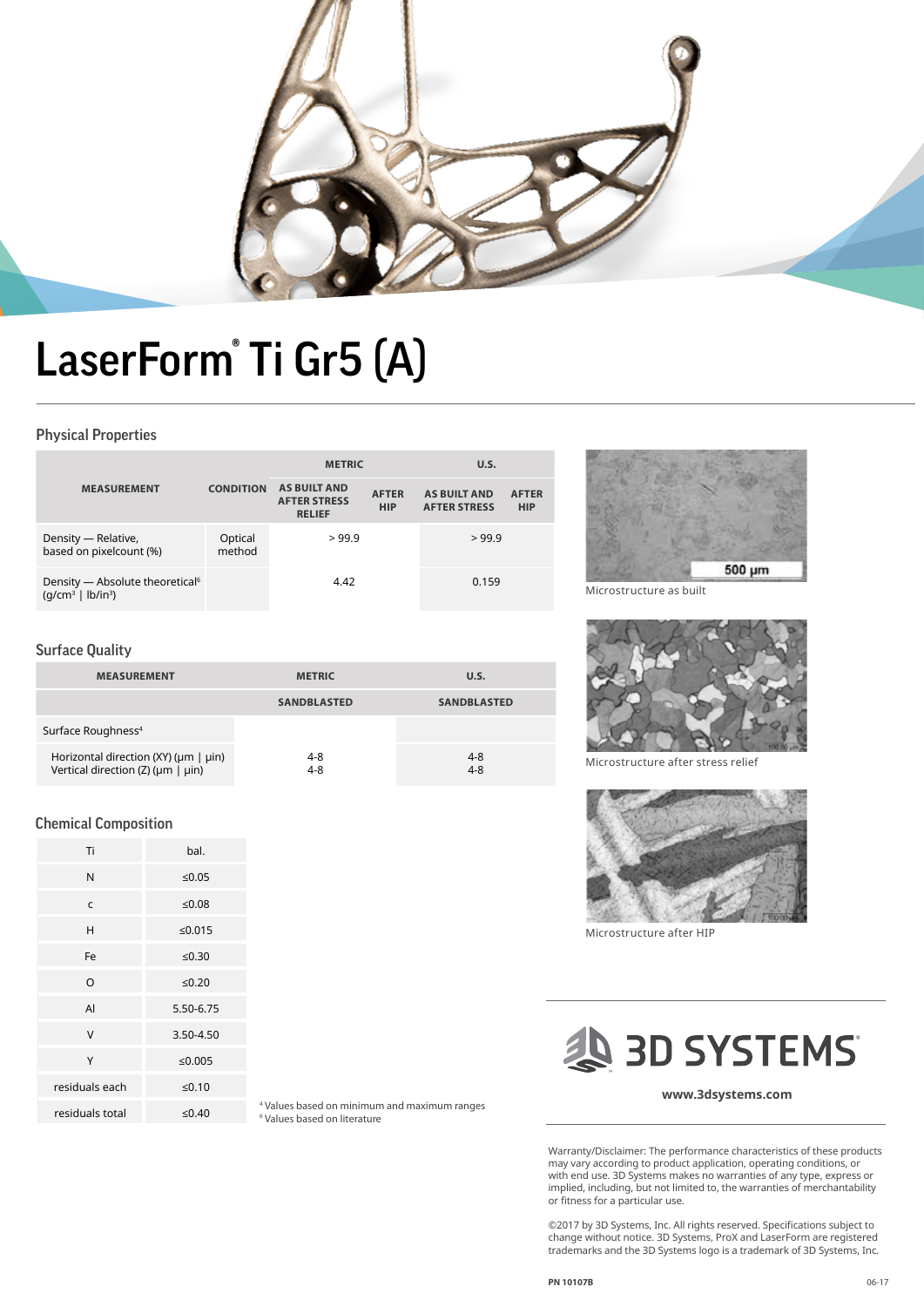# LaserForm® Ti Gr5 (A)

## Physical Properties

| MEASUREMENT | CONDITION | METRIC | | U.S. | |
|---|---|---|---|---|---|
| | | AS BUILT AND AFTER STRESS RELIEF | AFTER HIP | AS BUILT AND AFTER STRESS | AFTER HIP |
| Density — Relative, based on pixelcount (%) | Optical method | > 99.9 | | > 99.9 | |
| Density — Absolute theoretical[6] (g/cm³ \| lb/in³) | | 4.42 | | 0.159 | |

## Surface Quality

| MEASUREMENT | METRIC | U.S. |
|---|---|---|
| | SANDBLASTED | SANDBLASTED |
| Surface Roughness[4] | | |
| Horizontal direction (XY) (μm \| μin)<br>Vertical direction (Z) (μm \| μin) | 4-8<br>4-8 | 4-8<br>4-8 |

## Chemical Composition

| | |
|---|---|
| Ti | bal. |
| N | ≤0.05 |
| c | ≤0.08 |
| H | ≤0.015 |
| Fe | ≤0.30 |
| O | ≤0.20 |
| Al | 5.50-6.75 |
| V | 3.50-4.50 |
| Y | ≤0.005 |
| residuals each | ≤0.10 |
| residuals total | ≤0.40 |

[4] Values based on minimum and maximum ranges
[6] Values based on literature

500 μm

Microstructure as built

Microstructure after stress relief

Microstructure after HIP

3D SYSTEMS

**www.3dsystems.com**

Warranty/Disclaimer: The performance characteristics of these products may vary according to product application, operating conditions, or with end use. 3D Systems makes no warranties of any type, express or implied, including, but not limited to, the warranties of merchantability or fitness for a particular use.

©2017 by 3D Systems, Inc. All rights reserved. Specifications subject to change without notice. 3D Systems, ProX and LaserForm are registered trademarks and the 3D Systems logo is a trademark of 3D Systems, Inc.

PN 10107B

06-17